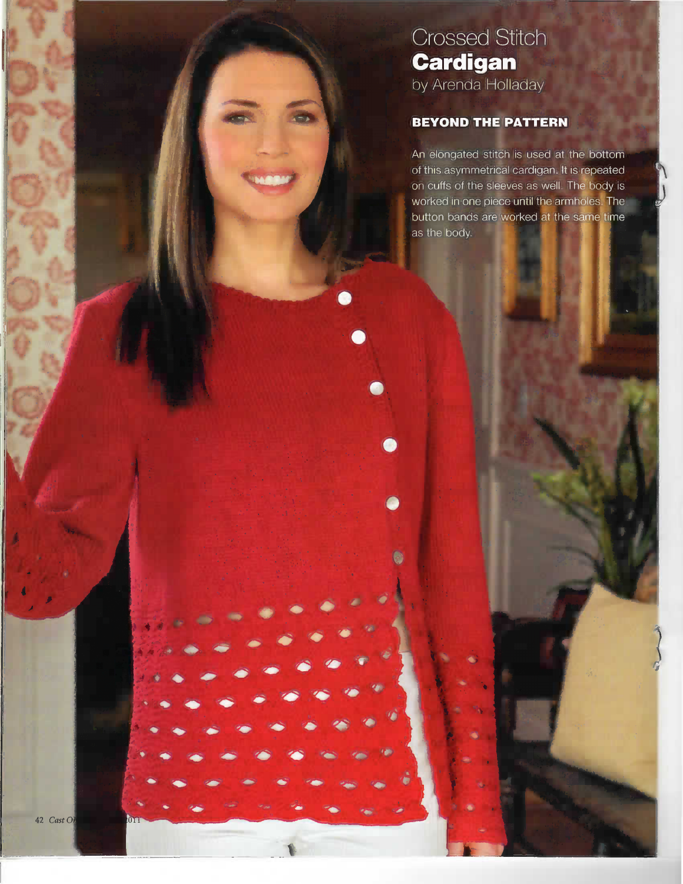# Crossed Stitch **Cardigan**

by Arenda Holladay

## BEYOND THE PATTERN

An elongated stitch is used at the bottom of this asymmetrical cardigan. It is repeated on cuffs of the sleeves as well. The body is worked in one piece until the armholes. The button bands are worked at the same time as the body.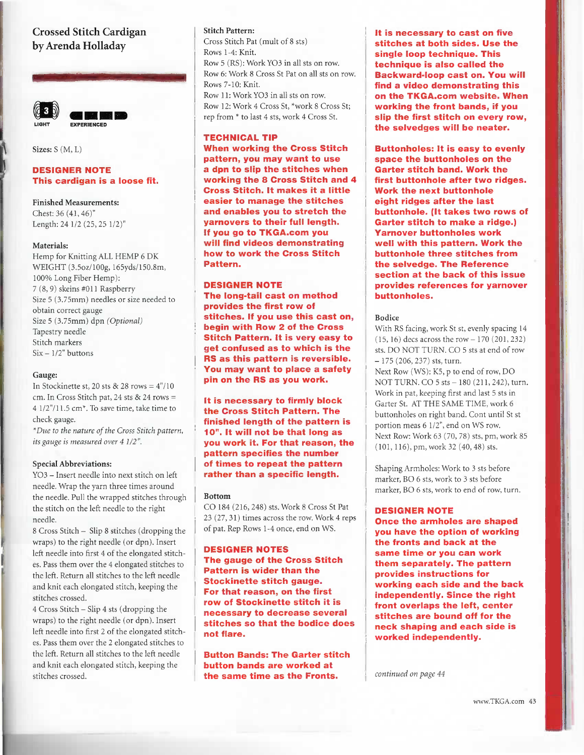## Crossed Stitch Cardigan by Arenda Holladay

3 LIGHT — EXPERIENCED

Sizes: S (M, L)

### DESIGNER NOTE

**This cardigan is a loose fit.**

**Finished Measurements:**
Chest: 36 (41, 46)"
Length: 24 1/2 (25, 25 1/2)"

**Materials:**
Hemp for Knitting ALL HEMP 6 DK WEIGHT (3.5oz/100g, 165yds/150.8m, 100% Long Fiber Hemp):
7 (8, 9) skeins #011 Raspberry
Size 5 (3.75mm) needles or size needed to obtain correct gauge
Size 5 (3.75mm) dpn *(Optional)*
Tapestry needle
Stitch markers
Six – 1/2" buttons

**Gauge:**
In Stockinette st, 20 sts & 28 rows = 4"/10 cm. In Cross Stitch pat, 24 sts & 24 rows = 4 1/2"/11.5 cm*. To save time, take time to check gauge.
*\*Due to the nature of the Cross Stitch pattern, its gauge is measured over 4 1/2".*

**Special Abbreviations:**
YO3 – Insert needle into next stitch on left needle. Wrap the yarn three times around the needle. Pull the wrapped stitches through the stitch on the left needle to the right needle.
8 Cross Stitch – Slip 8 stitches (dropping the wraps) to the right needle (or dpn). Insert left needle into first 4 of the elongated stitches. Pass them over the 4 elongated stitches to the left. Return all stitches to the left needle and knit each elongated stitch, keeping the stitches crossed.
4 Cross Stitch – Slip 4 sts (dropping the wraps) to the right needle (or dpn). Insert left needle into first 2 of the elongated stitches. Pass them over the 2 elongated stitches to the left. Return all stitches to the left needle and knit each elongated stitch, keeping the stitches crossed.

**Stitch Pattern:**
Cross Stitch Pat (mult of 8 sts)
Rows 1-4: Knit.
Row 5 (RS): Work YO3 in all sts on row.
Row 6: Work 8 Cross St Pat on all sts on row.
Rows 7-10: Knit.
Row 11: Work YO3 in all sts on row.
Row 12: Work 4 Cross St, *work 8 Cross St; rep from * to last 4 sts, work 4 Cross St.

### TECHNICAL TIP

**When working the Cross Stitch pattern, you may want to use a dpn to slip the stitches when working the 8 Cross Stitch and 4 Cross Stitch. It makes it a little easier to manage the stitches and enables you to stretch the yarnovers to their full length. If you go to TKGA.com you will find videos demonstrating how to work the Cross Stitch Pattern.**

### DESIGNER NOTE

**The long-tail cast on method provides the first row of stitches. If you use this cast on, begin with Row 2 of the Cross Stitch Pattern. It is very easy to get confused as to which is the RS as this pattern is reversible. You may want to place a safety pin on the RS as you work.**

**It is necessary to firmly block the Cross Stitch Pattern. The finished length of the pattern is 10". It will not be that long as you work it. For that reason, the pattern specifies the number of times to repeat the pattern rather than a specific length.**

**Bottom**
CO 184 (216, 248) sts. Work 8 Cross St Pat 23 (27, 31) times across the row. Work 4 reps of pat. Rep Rows 1-4 once, end on WS.

### DESIGNER NOTES

**The gauge of the Cross Stitch Pattern is wider than the Stockinette stitch gauge. For that reason, on the first row of Stockinette stitch it is necessary to decrease several stitches so that the bodice does not flare.**

**Button Bands: The Garter stitch button bands are worked at the same time as the Fronts. It is necessary to cast on five stitches at both sides. Use the single loop technique. This technique is also called the Backward-loop cast on. You will find a video demonstrating this on the TKGA.com website. When working the front bands, if you slip the first stitch on every row, the selvedges will be neater.**

**Buttonholes: It is easy to evenly space the buttonholes on the Garter stitch band. Work the first buttonhole after two ridges. Work the next buttonhole eight ridges after the last buttonhole. (It takes two rows of Garter stitch to make a ridge.) Yarnover buttonholes work well with this pattern. Work the buttonhole three stitches from the selvedge. The Reference section at the back of this issue provides references for yarnover buttonholes.**

**Bodice**
With RS facing, work St st, evenly spacing 14 (15, 16) decs across the row – 170 (201, 232) sts. DO NOT TURN. CO 5 sts at end of row – 175 (206, 237) sts, turn.
Next Row (WS): K5, p to end of row, DO NOT TURN. CO 5 sts – 180 (211, 242), turn.
Work in pat, keeping first and last 5 sts in Garter St. AT THE SAME TIME, work 6 buttonholes on right band. Cont until St st portion meas 6 1/2", end on WS row.
Next Row: Work 63 (70, 78) sts, pm, work 85 (101, 116), pm, work 32 (40, 48) sts.

Shaping Armholes: Work to 3 sts before marker, BO 6 sts, work to 3 sts before marker, BO 6 sts, work to end of row, turn.

### DESIGNER NOTE

**Once the armholes are shaped you have the option of working the fronts and back at the same time or you can work them separately. The pattern provides instructions for working each side and the back independently. Since the right front overlaps the left, center stitches are bound off for the neck shaping and each side is worked independently.**

*continued on page 44*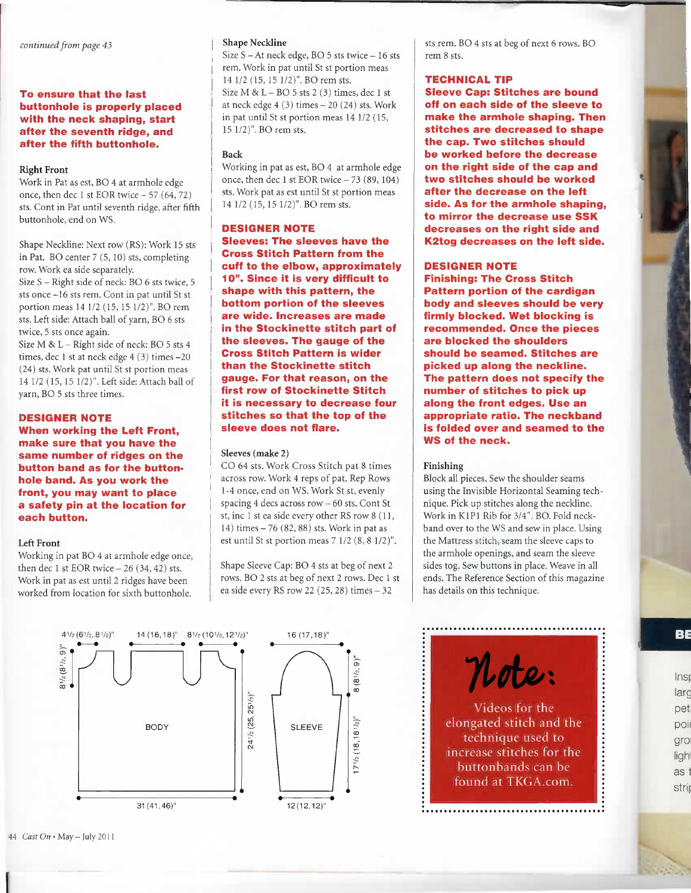*continued from page 43*

**To ensure that the last buttonhole is properly placed with the neck shaping, start after the seventh ridge, and after the fifth buttonhole.**

**Right Front**

Work in Pat as est, BO 4 at armhole edge once, then dec 1 st EOR twice – 57 (64, 72) sts. Cont in Pat until seventh ridge, after fifth buttonhole, end on WS.

Shape Neckline: Next row (RS): Work 15 sts in Pat. BO center 7 (5, 10) sts, completing row. Work ea side separately.

Size S – Right side of neck: BO 6 sts twice, 5 sts once –16 sts rem. Cont in pat until St st portion meas 14 1/2 (15, 15 1/2)". BO rem sts. Left side: Attach ball of yarn, BO 6 sts twice, 5 sts once again.

Size M & L – Right side of neck: BO 5 sts 4 times, dec 1 st at neck edge 4 (3) times –20 (24) sts. Work pat until St st portion meas 14 1/2 (15, 15 1/2)". Left side: Attach ball of yarn, BO 5 sts three times.

## DESIGNER NOTE

**When working the Left Front, make sure that you have the same number of ridges on the button band as for the buttonhole band. As you work the front, you may want to place a safety pin at the location for each button.**

**Left Front**

Working in pat BO 4 at armhole edge once, then dec 1 st EOR twice – 26 (34, 42) sts. Work in pat as est until 2 ridges have been worked from location for sixth buttonhole.

**Shape Neckline**

Size S – At neck edge, BO 5 sts twice – 16 sts rem. Work in pat until St st portion meas 14 1/2 (15, 15 1/2)". BO rem sts.

Size M & L – BO 5 sts 2 (3) times, dec 1 st at neck edge 4 (3) times – 20 (24) sts. Work in pat until St st portion meas 14 1/2 (15, 15 1/2)". BO rem sts.

**Back**

Working in pat as est, BO 4 at armhole edge once, then dec 1 st EOR twice – 73 (89, 104) sts. Work pat as est until St st portion meas 14 1/2 (15, 15 1/2)". BO rem sts.

## DESIGNER NOTE

**Sleeves: The sleeves have the Cross Stitch Pattern from the cuff to the elbow, approximately 10". Since it is very difficult to shape with this pattern, the bottom portion of the sleeves are wide. Increases are made in the Stockinette stitch part of the sleeves. The gauge of the Cross Stitch Pattern is wider than the Stockinette stitch gauge. For that reason, on the first row of Stockinette Stitch it is necessary to decrease four stitches so that the top of the sleeve does not flare.**

**Sleeves (make 2)**

CO 64 sts. Work Cross Stitch pat 8 times across row. Work 4 reps of pat. Rep Rows 1-4 once, end on WS. Work St st, evenly spacing 4 decs across row – 60 sts. Cont St st, inc 1 st ea side every other RS row 8 (11, 14) times – 76 (82, 88) sts. Work in pat as est until St st portion meas 7 1/2 (8, 8 1/2)".

Shape Sleeve Cap: BO 4 sts at beg of next 2 rows. BO 2 sts at beg of next 2 rows. Dec 1 st ea side every RS row 22 (25, 28) times – 32 sts rem. BO 4 sts at beg of next 6 rows. BO rem 8 sts.

## TECHNICAL TIP

**Sleeve Cap: Stitches are bound off on each side of the sleeve to make the armhole shaping. Then stitches are decreased to shape the cap. Two stitches should be worked before the decrease on the right side of the cap and two stitches should be worked after the decrease on the left side. As for the armhole shaping, to mirror the decrease use SSK decreases on the right side and K2tog decreases on the left side.**

## DESIGNER NOTE

**Finishing: The Cross Stitch Pattern portion of the cardigan body and sleeves should be very firmly blocked. Wet blocking is recommended. Once the pieces are blocked the shoulders should be seamed. Stitches are picked up along the neckline. The pattern does not specify the number of stitches to pick up along the front edges. Use an appropriate ratio. The neckband is folded over and seamed to the WS of the neck.**

**Finishing**

Block all pieces. Sew the shoulder seams using the Invisible Horizontal Seaming technique. Pick up stitches along the neckline. Work in K1P1 Rib for 3/4". BO. Fold neckband over to the WS and sew in place. Using the Mattress stitch, seam the sleeve caps to the armhole openings, and seam the sleeve sides tog. Sew buttons in place. Weave in all ends. The Reference Section of this magazine has details on this technique.

4 1/2 (6 1/2, 8 1/2)"
14 (16, 18)"
8 1/2 (10 1/2, 12 1/2)"
8 1/2 (8 1/2, 9)"
BODY
24 1/2 (25, 25 1/2)"
31 (41, 46)"

16 (17, 18)"
8 (8 1/2, 9)"
SLEEVE
17 1/2 (18, 18 1/2)"
12 (12, 12)"

**Note:**

Videos for the elongated stitch and the technique used to increase stitches for the buttonbands can be found at TKGA.com.